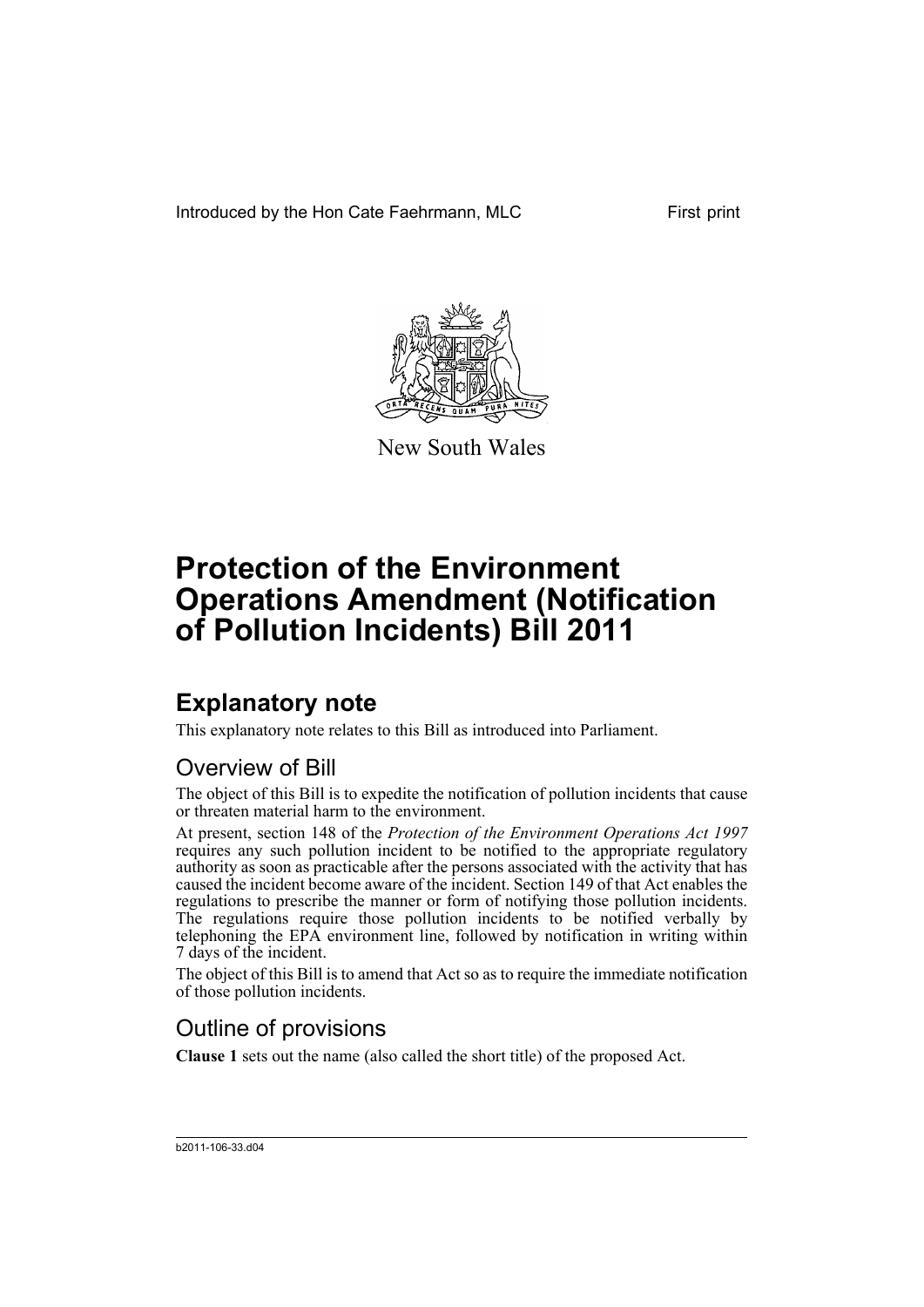Introduced by the Hon Cate Faehrmann, MLC

First print

New South Wales

# Protection of the Environment Operations Amendment (Notification of Pollution Incidents) Bill 2011

## Explanatory note

This explanatory note relates to this Bill as introduced into Parliament.

### Overview of Bill

The object of this Bill is to expedite the notification of pollution incidents that cause or threaten material harm to the environment.

At present, section 148 of the *Protection of the Environment Operations Act 1997* requires any such pollution incident to be notified to the appropriate regulatory authority as soon as practicable after the persons associated with the activity that has caused the incident become aware of the incident. Section 149 of that Act enables the regulations to prescribe the manner or form of notifying those pollution incidents. The regulations require those pollution incidents to be notified verbally by telephoning the EPA environment line, followed by notification in writing within 7 days of the incident.

The object of this Bill is to amend that Act so as to require the immediate notification of those pollution incidents.

### Outline of provisions

**Clause 1** sets out the name (also called the short title) of the proposed Act.

b2011-106-33.d04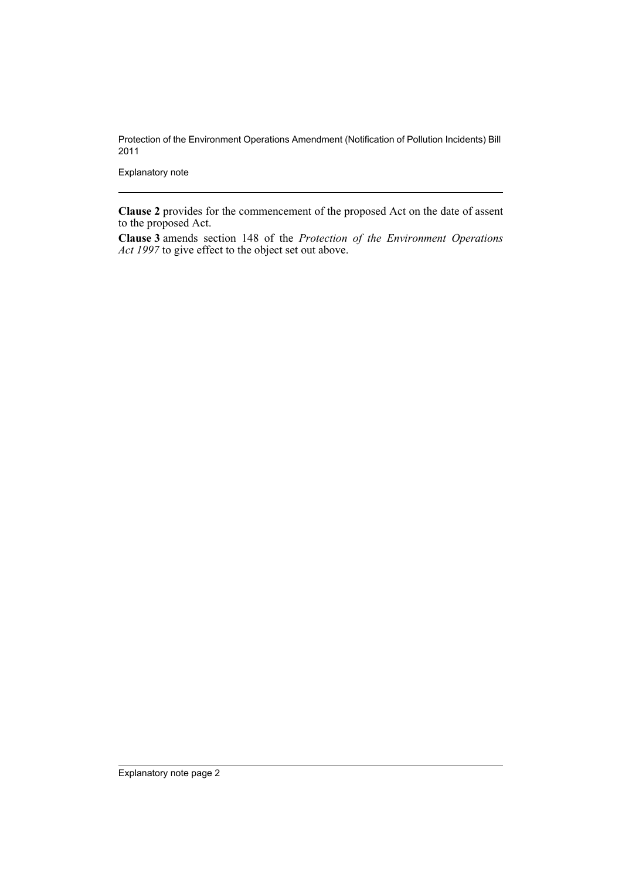**Clause 2** provides for the commencement of the proposed Act on the date of assent to the proposed Act.

**Clause 3** amends section 148 of the *Protection of the Environment Operations Act 1997* to give effect to the object set out above.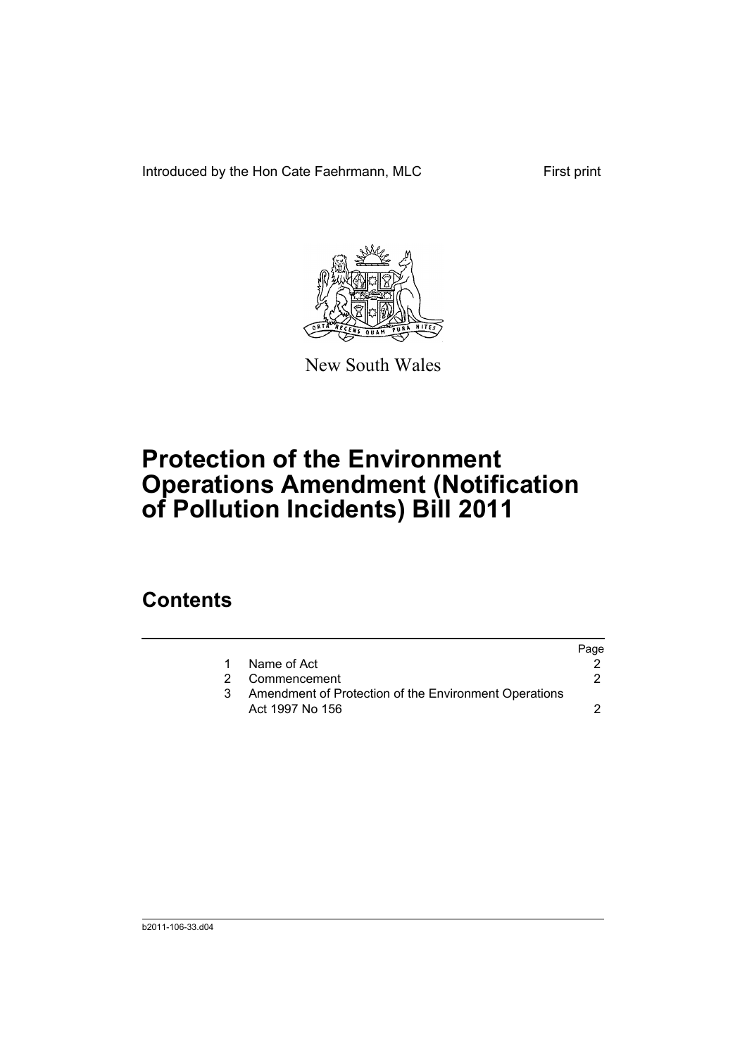Introduced by the Hon Cate Faehrmann, MLC

First print

New South Wales

# Protection of the Environment Operations Amendment (Notification of Pollution Incidents) Bill 2011

## Contents

| | | Page |
|---|---|---|
| 1 | Name of Act | 2 |
| 2 | Commencement | 2 |
| 3 | Amendment of Protection of the Environment Operations Act 1997 No 156 | 2 |

b2011-106-33.d04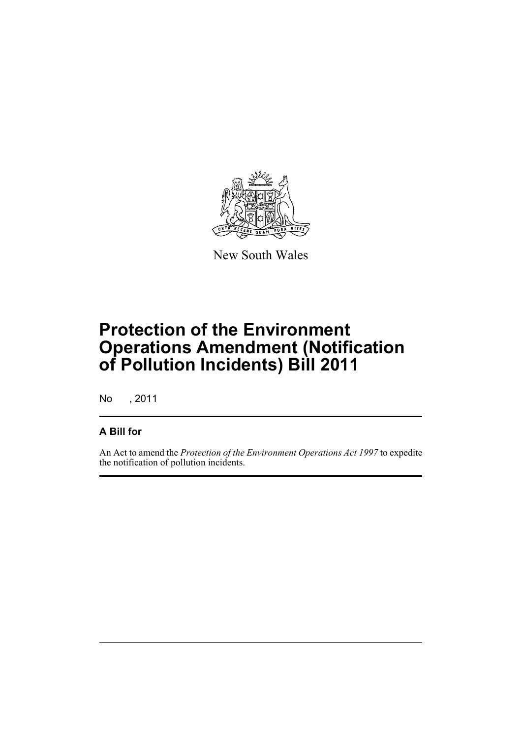New South Wales

# Protection of the Environment Operations Amendment (Notification of Pollution Incidents) Bill 2011

No , 2011

## A Bill for

An Act to amend the *Protection of the Environment Operations Act 1997* to expedite the notification of pollution incidents.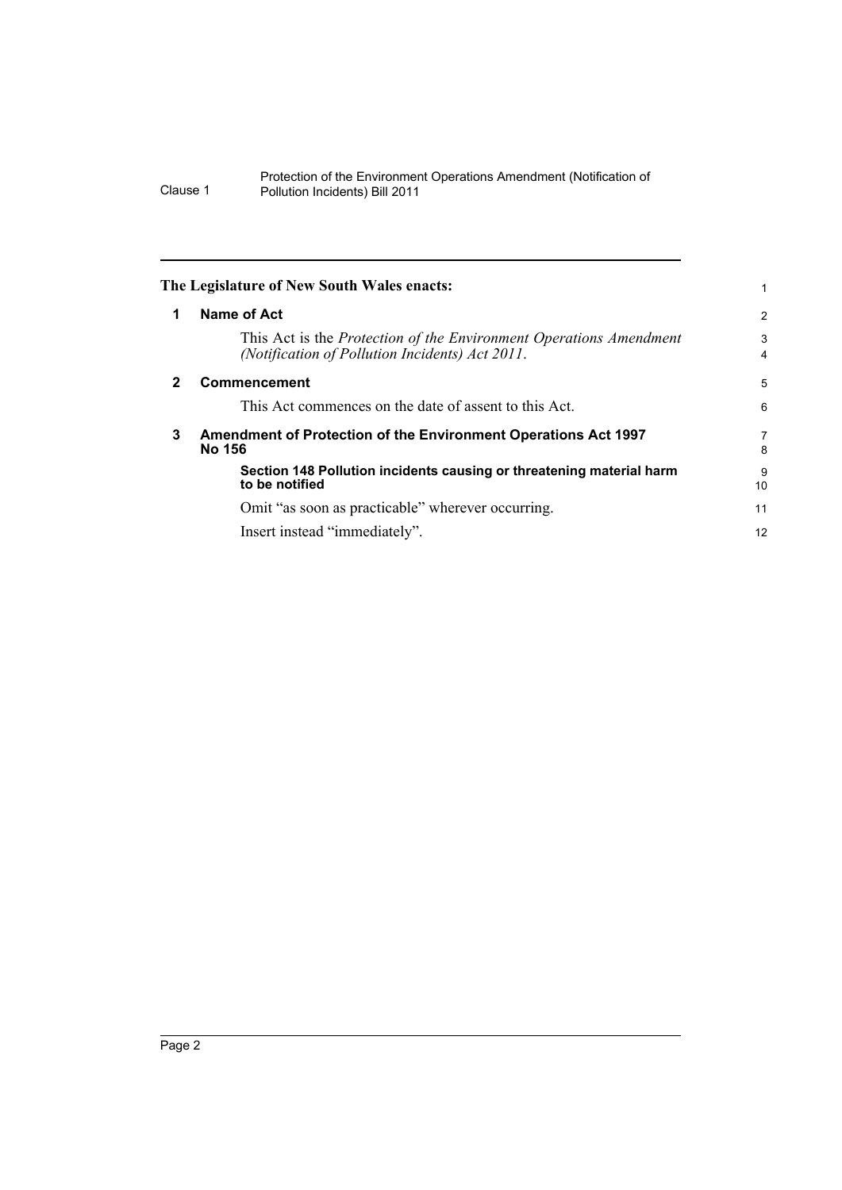**The Legislature of New South Wales enacts:**

## 1 Name of Act

This Act is the *Protection of the Environment Operations Amendment (Notification of Pollution Incidents) Act 2011*.

## 2 Commencement

This Act commences on the date of assent to this Act.

## 3 Amendment of Protection of the Environment Operations Act 1997 No 156

### Section 148 Pollution incidents causing or threatening material harm to be notified

Omit "as soon as practicable" wherever occurring.

Insert instead "immediately".